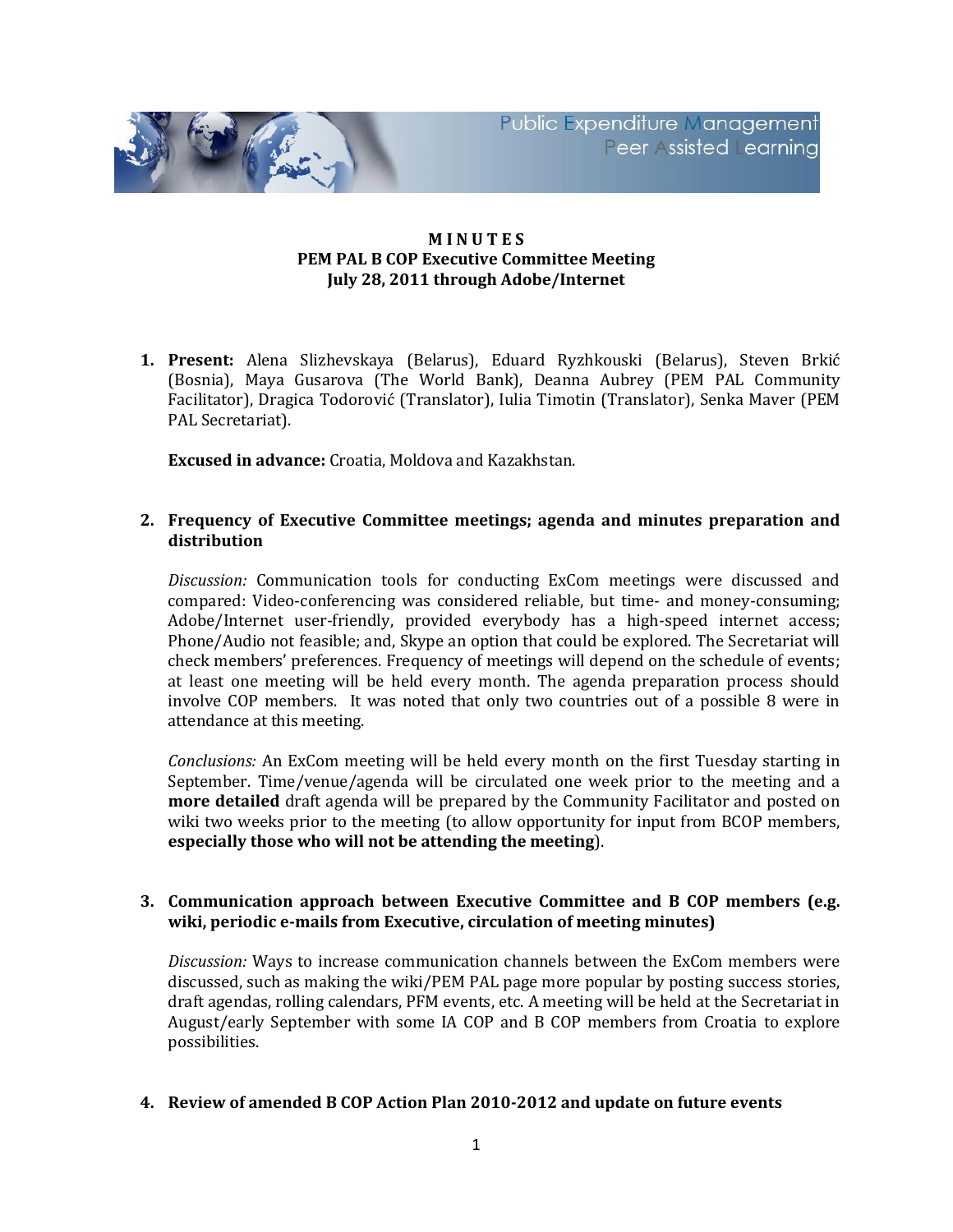Public Expenditure Management
Peer Assisted Learning

**M I N U T E S**
**PEM PAL B COP Executive Committee Meeting**
**July 28, 2011 through Adobe/Internet**

1. **Present:** Alena Slizhevskaya (Belarus), Eduard Ryzhkouski (Belarus), Steven Brkić (Bosnia), Maya Gusarova (The World Bank), Deanna Aubrey (PEM PAL Community Facilitator), Dragica Todorović (Translator), Iulia Timotin (Translator), Senka Maver (PEM PAL Secretariat).

   **Excused in advance:** Croatia, Moldova and Kazakhstan.

2. **Frequency of Executive Committee meetings; agenda and minutes preparation and distribution**

   *Discussion:* Communication tools for conducting ExCom meetings were discussed and compared: Video-conferencing was considered reliable, but time- and money-consuming; Adobe/Internet user-friendly, provided everybody has a high-speed internet access; Phone/Audio not feasible; and, Skype an option that could be explored. The Secretariat will check members' preferences. Frequency of meetings will depend on the schedule of events; at least one meeting will be held every month. The agenda preparation process should involve COP members. It was noted that only two countries out of a possible 8 were in attendance at this meeting.

   *Conclusions:* An ExCom meeting will be held every month on the first Tuesday starting in September. Time/venue/agenda will be circulated one week prior to the meeting and a **more detailed** draft agenda will be prepared by the Community Facilitator and posted on wiki two weeks prior to the meeting (to allow opportunity for input from BCOP members, **especially those who will not be attending the meeting**).

3. **Communication approach between Executive Committee and B COP members (e.g. wiki, periodic e-mails from Executive, circulation of meeting minutes)**

   *Discussion:* Ways to increase communication channels between the ExCom members were discussed, such as making the wiki/PEM PAL page more popular by posting success stories, draft agendas, rolling calendars, PFM events, etc. A meeting will be held at the Secretariat in August/early September with some IA COP and B COP members from Croatia to explore possibilities.

4. **Review of amended B COP Action Plan 2010-2012 and update on future events**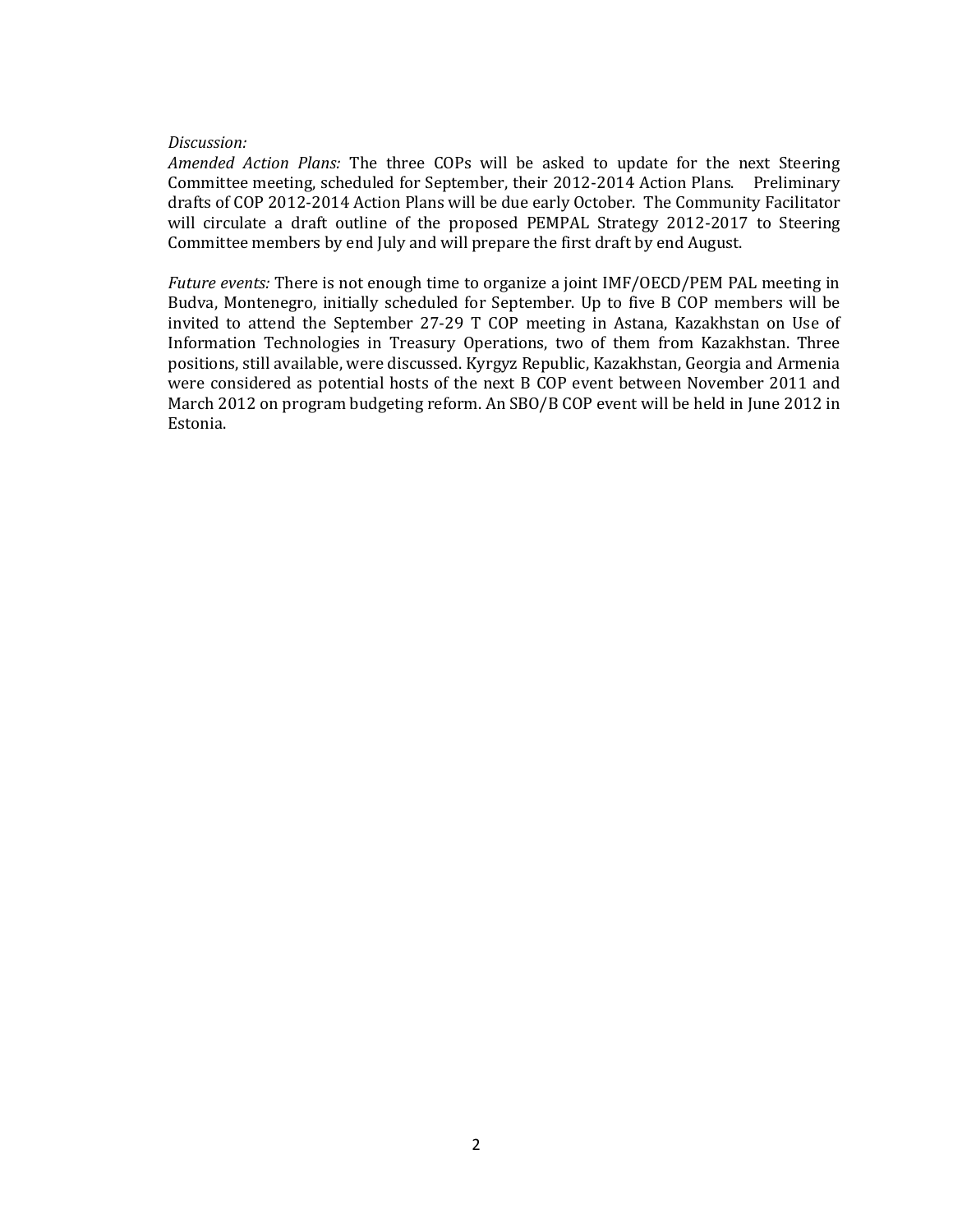*Discussion:*

*Amended Action Plans:* The three COPs will be asked to update for the next Steering Committee meeting, scheduled for September, their 2012-2014 Action Plans. Preliminary drafts of COP 2012-2014 Action Plans will be due early October. The Community Facilitator will circulate a draft outline of the proposed PEMPAL Strategy 2012-2017 to Steering Committee members by end July and will prepare the first draft by end August.

*Future events:* There is not enough time to organize a joint IMF/OECD/PEM PAL meeting in Budva, Montenegro, initially scheduled for September. Up to five B COP members will be invited to attend the September 27-29 T COP meeting in Astana, Kazakhstan on Use of Information Technologies in Treasury Operations, two of them from Kazakhstan. Three positions, still available, were discussed. Kyrgyz Republic, Kazakhstan, Georgia and Armenia were considered as potential hosts of the next B COP event between November 2011 and March 2012 on program budgeting reform. An SBO/B COP event will be held in June 2012 in Estonia.